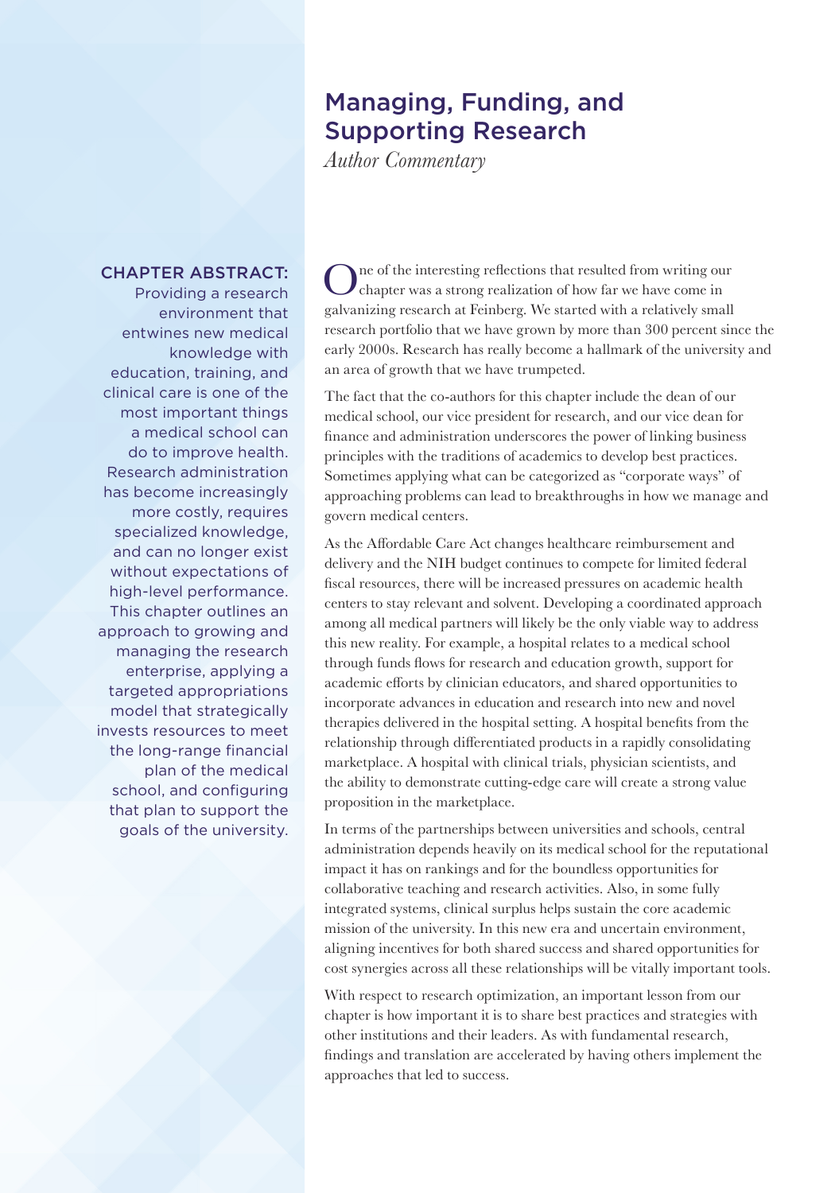# Managing, Funding, and Supporting Research

*Author Commentary*

**CHAPTER ABSTRACT:** Providing a research environment that entwines new medical knowledge with education, training, and clinical care is one of the most important things a medical school can do to improve health. Research administration has become increasingly more costly, requires specialized knowledge, and can no longer exist without expectations of high-level performance. This chapter outlines an approach to growing and managing the research enterprise, applying a targeted appropriations model that strategically invests resources to meet the long-range financial plan of the medical school, and configuring that plan to support the goals of the university.

One of the interesting reflections that resulted from writing our chapter was a strong realization of how far we have come in galvanizing research at Feinberg. We started with a relatively small research portfolio that we have grown by more than 300 percent since the early 2000s. Research has really become a hallmark of the university and an area of growth that we have trumpeted.

The fact that the co-authors for this chapter include the dean of our medical school, our vice president for research, and our vice dean for finance and administration underscores the power of linking business principles with the traditions of academics to develop best practices. Sometimes applying what can be categorized as "corporate ways" of approaching problems can lead to breakthroughs in how we manage and govern medical centers.

As the Affordable Care Act changes healthcare reimbursement and delivery and the NIH budget continues to compete for limited federal fiscal resources, there will be increased pressures on academic health centers to stay relevant and solvent. Developing a coordinated approach among all medical partners will likely be the only viable way to address this new reality. For example, a hospital relates to a medical school through funds flows for research and education growth, support for academic efforts by clinician educators, and shared opportunities to incorporate advances in education and research into new and novel therapies delivered in the hospital setting. A hospital benefits from the relationship through differentiated products in a rapidly consolidating marketplace. A hospital with clinical trials, physician scientists, and the ability to demonstrate cutting-edge care will create a strong value proposition in the marketplace.

In terms of the partnerships between universities and schools, central administration depends heavily on its medical school for the reputational impact it has on rankings and for the boundless opportunities for collaborative teaching and research activities. Also, in some fully integrated systems, clinical surplus helps sustain the core academic mission of the university. In this new era and uncertain environment, aligning incentives for both shared success and shared opportunities for cost synergies across all these relationships will be vitally important tools.

With respect to research optimization, an important lesson from our chapter is how important it is to share best practices and strategies with other institutions and their leaders. As with fundamental research, findings and translation are accelerated by having others implement the approaches that led to success.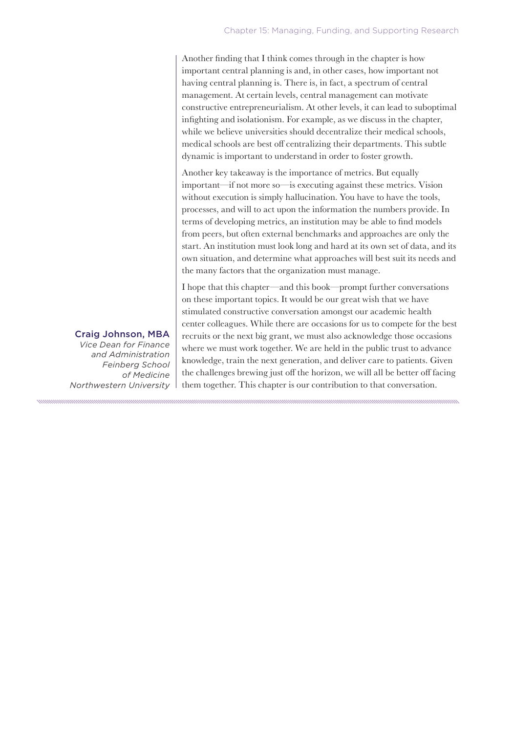Another finding that I think comes through in the chapter is how important central planning is and, in other cases, how important not having central planning is. There is, in fact, a spectrum of central management. At certain levels, central management can motivate constructive entrepreneurialism. At other levels, it can lead to suboptimal infighting and isolationism. For example, as we discuss in the chapter, while we believe universities should decentralize their medical schools, medical schools are best off centralizing their departments. This subtle dynamic is important to understand in order to foster growth.

Another key takeaway is the importance of metrics. But equally important—if not more so—is executing against these metrics. Vision without execution is simply hallucination. You have to have the tools, processes, and will to act upon the information the numbers provide. In terms of developing metrics, an institution may be able to find models from peers, but often external benchmarks and approaches are only the start. An institution must look long and hard at its own set of data, and its own situation, and determine what approaches will best suit its needs and the many factors that the organization must manage.

I hope that this chapter—and this book—prompt further conversations on these important topics. It would be our great wish that we have stimulated constructive conversation amongst our academic health center colleagues. While there are occasions for us to compete for the best recruits or the next big grant, we must also acknowledge those occasions where we must work together. We are held in the public trust to advance knowledge, train the next generation, and deliver care to patients. Given the challenges brewing just off the horizon, we will all be better off facing them together. This chapter is our contribution to that conversation.

**Craig Johnson, MBA**
*Vice Dean for Finance and Administration*
*Feinberg School of Medicine*
*Northwestern University*